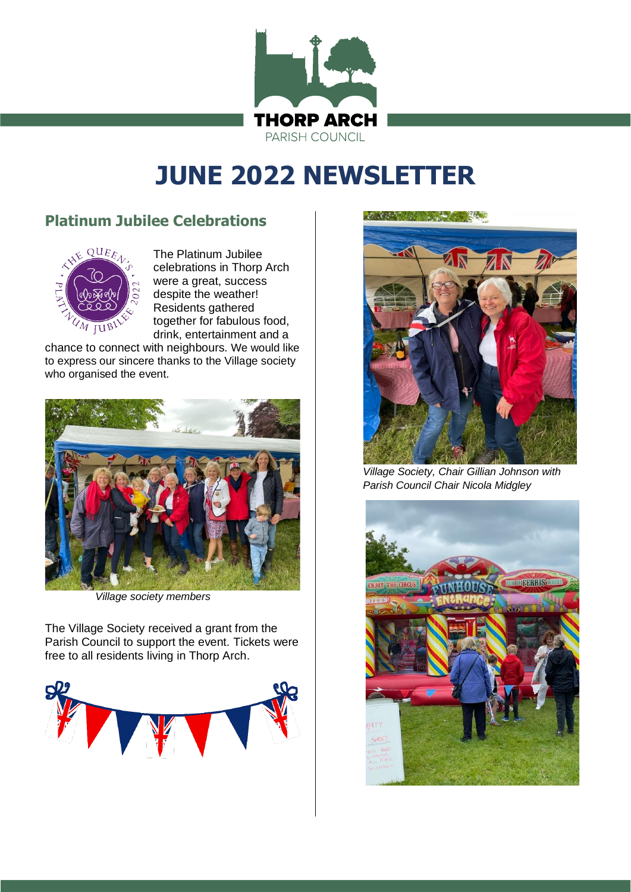THORP ARCH
PARISH COUNCIL

# JUNE 2022 NEWSLETTER

## Platinum Jubilee Celebrations

The Platinum Jubilee celebrations in Thorp Arch were a great, success despite the weather! Residents gathered together for fabulous food, drink, entertainment and a chance to connect with neighbours. We would like to express our sincere thanks to the Village society who organised the event.

*Village society members*

The Village Society received a grant from the Parish Council to support the event. Tickets were free to all residents living in Thorp Arch.

*Village Society, Chair Gillian Johnson with Parish Council Chair Nicola Midgley*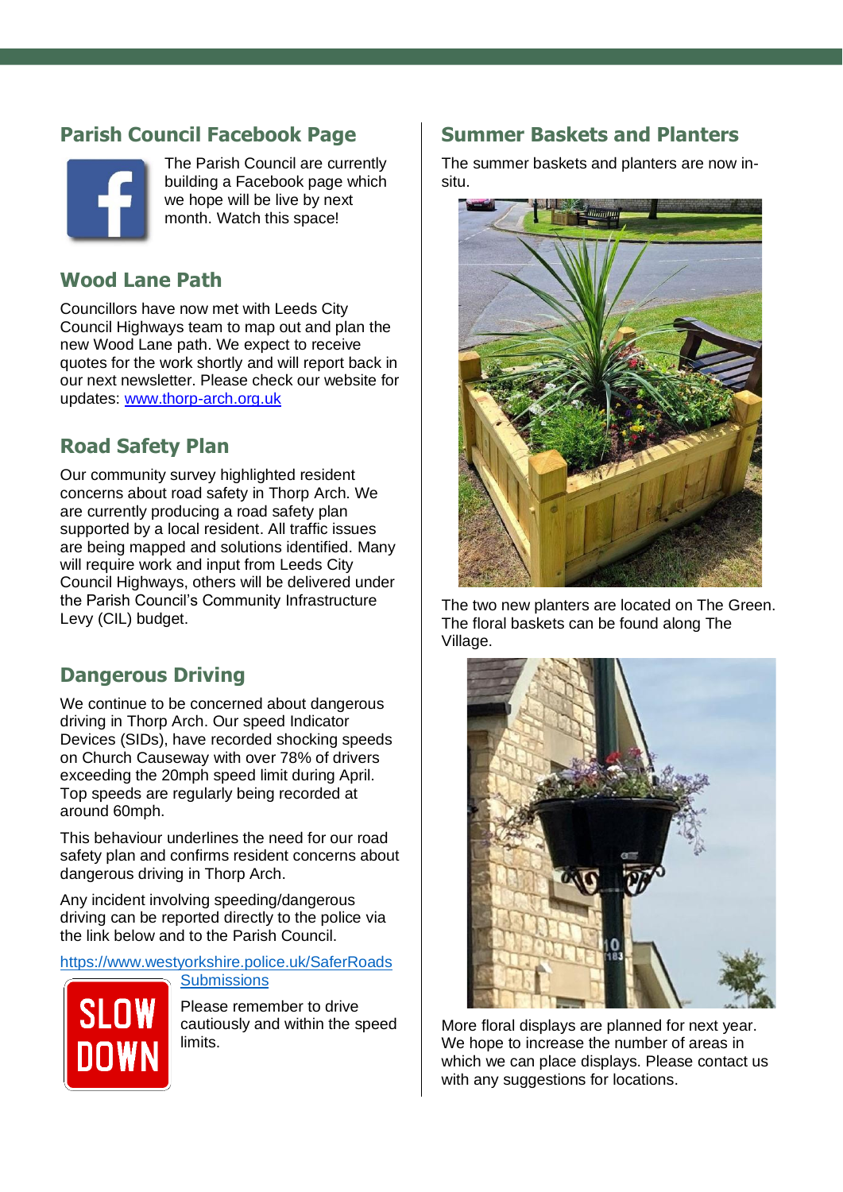## Parish Council Facebook Page

The Parish Council are currently building a Facebook page which we hope will be live by next month. Watch this space!

## Wood Lane Path

Councillors have now met with Leeds City Council Highways team to map out and plan the new Wood Lane path. We expect to receive quotes for the work shortly and will report back in our next newsletter. Please check our website for updates: [www.thorp-arch.org.uk](http://www.thorp-arch.org.uk)

## Road Safety Plan

Our community survey highlighted resident concerns about road safety in Thorp Arch. We are currently producing a road safety plan supported by a local resident. All traffic issues are being mapped and solutions identified. Many will require work and input from Leeds City Council Highways, others will be delivered under the Parish Council's Community Infrastructure Levy (CIL) budget.

## Dangerous Driving

We continue to be concerned about dangerous driving in Thorp Arch. Our speed Indicator Devices (SIDs), have recorded shocking speeds on Church Causeway with over 78% of drivers exceeding the 20mph speed limit during April. Top speeds are regularly being recorded at around 60mph.

This behaviour underlines the need for our road safety plan and confirms resident concerns about dangerous driving in Thorp Arch.

Any incident involving speeding/dangerous driving can be reported directly to the police via the link below and to the Parish Council.

[https://www.westyorkshire.police.uk/SaferRoadsSubmissions](https://www.westyorkshire.police.uk/SaferRoadsSubmissions)

Please remember to drive cautiously and within the speed limits.

## Summer Baskets and Planters

The summer baskets and planters are now in-situ.

The two new planters are located on The Green. The floral baskets can be found along The Village.

More floral displays are planned for next year. We hope to increase the number of areas in which we can place displays. Please contact us with any suggestions for locations.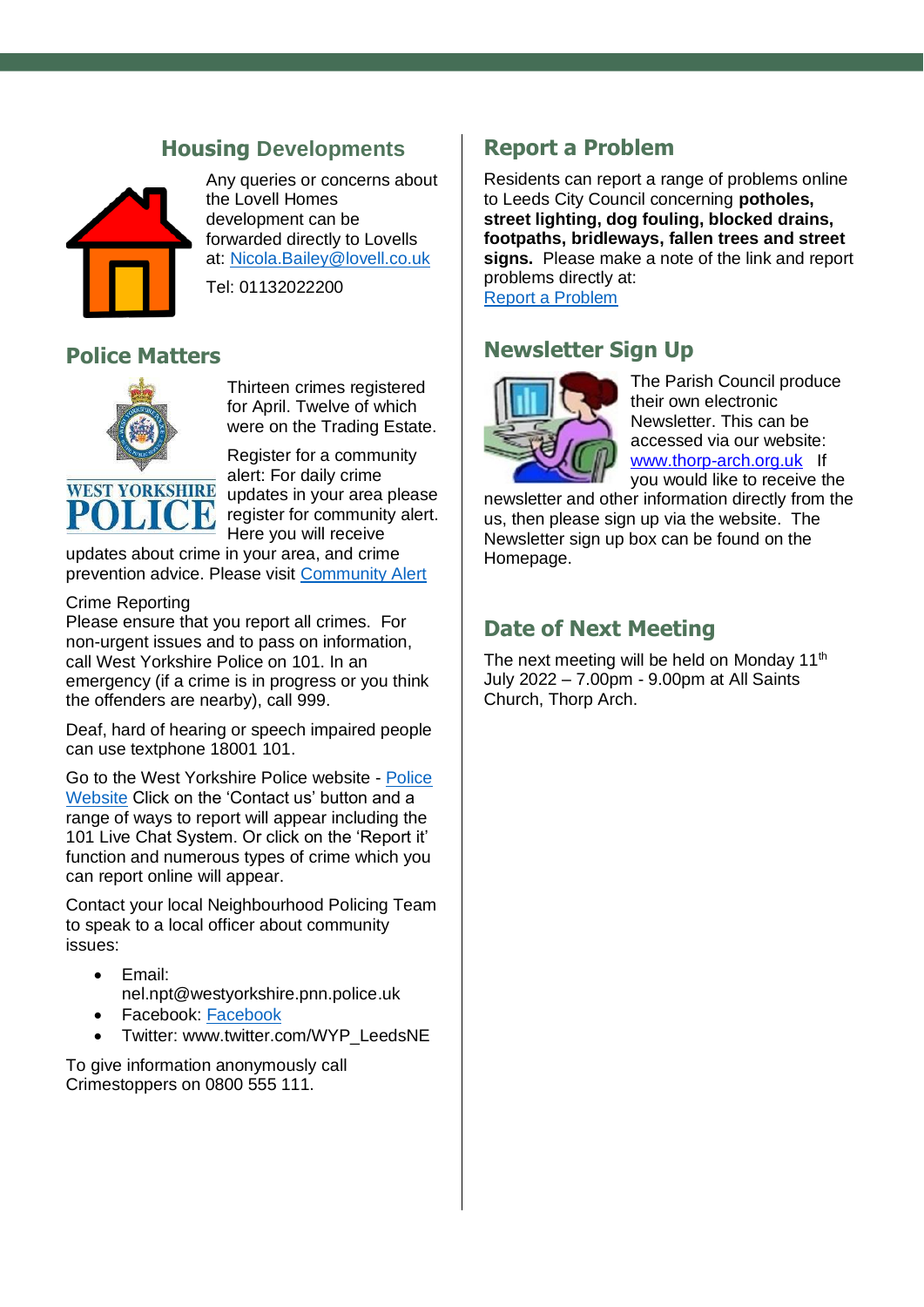## Housing Developments

Any queries or concerns about the Lovell Homes development can be forwarded directly to Lovells at: [Nicola.Bailey@lovell.co.uk](mailto:Nicola.Bailey@lovell.co.uk)

Tel: 01132022200

## Police Matters

Thirteen crimes registered for April. Twelve of which were on the Trading Estate.

Register for a community alert: For daily crime updates in your area please register for community alert. Here you will receive updates about crime in your area, and crime prevention advice. Please visit Community Alert

Crime Reporting
Please ensure that you report all crimes. For non-urgent issues and to pass on information, call West Yorkshire Police on 101. In an emergency (if a crime is in progress or you think the offenders are nearby), call 999.

Deaf, hard of hearing or speech impaired people can use textphone 18001 101.

Go to the West Yorkshire Police website - Police Website Click on the 'Contact us' button and a range of ways to report will appear including the 101 Live Chat System. Or click on the 'Report it' function and numerous types of crime which you can report online will appear.

Contact your local Neighbourhood Policing Team to speak to a local officer about community issues:

- Email: nel.npt@westyorkshire.pnn.police.uk
- Facebook: Facebook
- Twitter: www.twitter.com/WYP_LeedsNE

To give information anonymously call Crimestoppers on 0800 555 111.

## Report a Problem

Residents can report a range of problems online to Leeds City Council concerning **potholes, street lighting, dog fouling, blocked drains, footpaths, bridleways, fallen trees and street signs.** Please make a note of the link and report problems directly at:
Report a Problem

## Newsletter Sign Up

The Parish Council produce their own electronic Newsletter. This can be accessed via our website: [www.thorp-arch.org.uk](http://www.thorp-arch.org.uk) If you would like to receive the newsletter and other information directly from the us, then please sign up via the website. The Newsletter sign up box can be found on the Homepage.

## Date of Next Meeting

The next meeting will be held on Monday 11th July 2022 – 7.00pm - 9.00pm at All Saints Church, Thorp Arch.